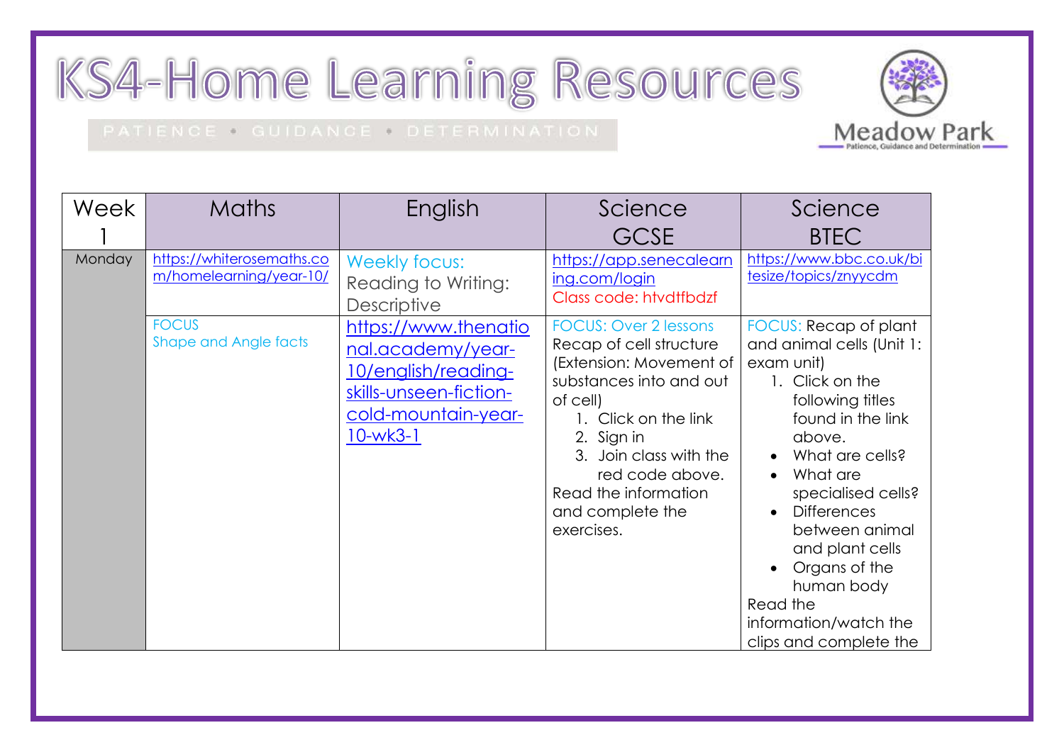# KS4-Home Learning Resources

PATIENCE • GUIDANCE • DETERMINATION

Meadow Park
Patience, Guidance and Determination

| Week 1 | Maths | English | Science GCSE | Science BTEC |
|---|---|---|---|---|
| Monday | https://whiterosemaths.com/homelearning/year-10/ | Weekly focus: Reading to Writing: Descriptive | https://app.senecalearning.com/login<br>Class code: htvdtfbdzf | https://www.bbc.co.uk/bitesize/topics/znyycdm |
| | FOCUS<br>Shape and Angle facts | https://www.thenational.academy/year-10/english/reading-skills-unseen-fiction-cold-mountain-year-10-wk3-1 | FOCUS: Over 2 lessons<br>Recap of cell structure (Extension: Movement of substances into and out of cell)<br>1. Click on the link<br>2. Sign in<br>3. Join class with the red code above.<br>Read the information and complete the exercises. | FOCUS: Recap of plant and animal cells (Unit 1: exam unit)<br>1. Click on the following titles found in the link above.<br>• What are cells?<br>• What are specialised cells?<br>• Differences between animal and plant cells<br>• Organs of the human body<br>Read the information/watch the clips and complete the |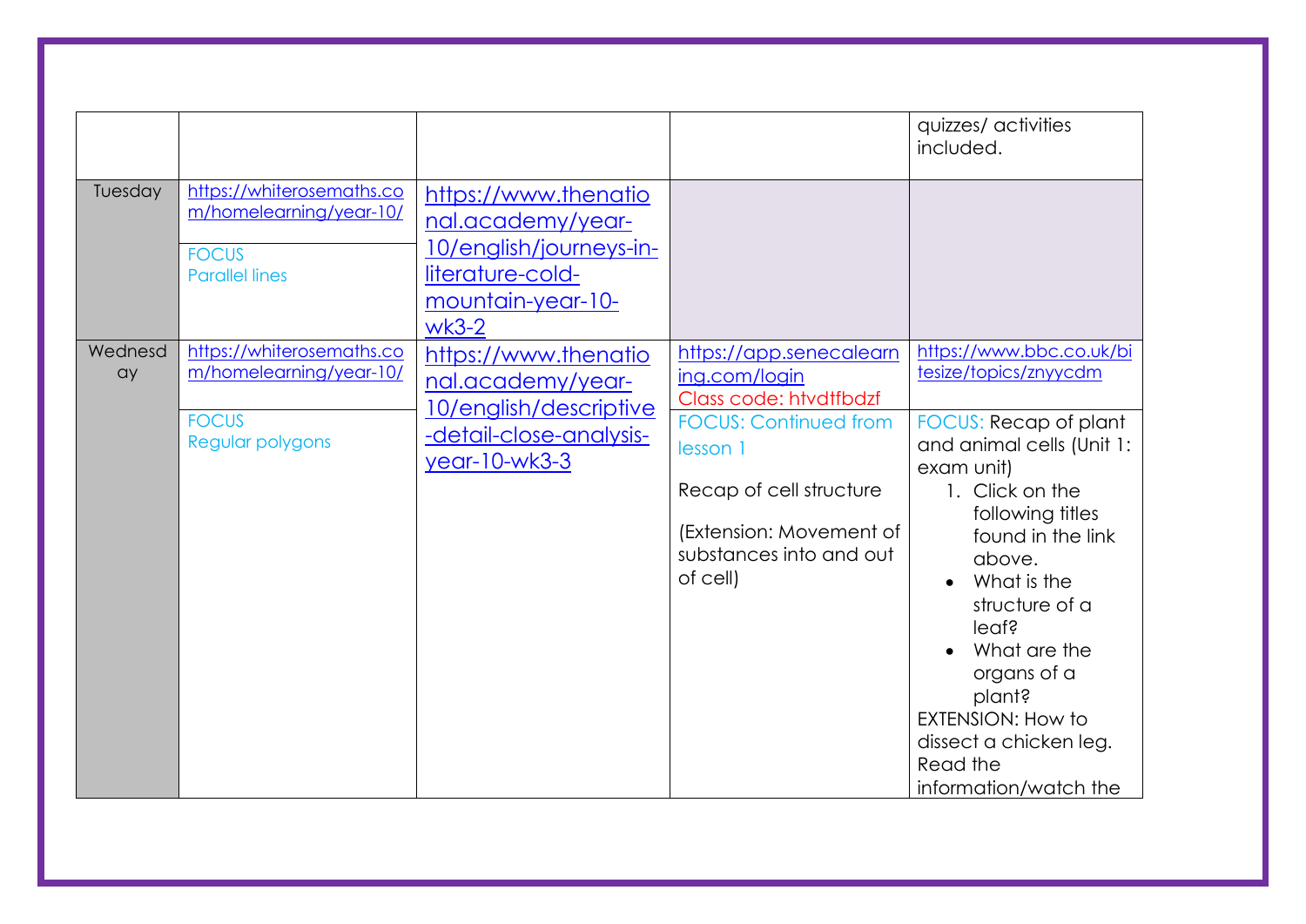| | | | | |
|---|---|---|---|---|
| | | | | quizzes/ activities included. |
| Tuesday | https://whiterosemaths.com/homelearning/year-10/<br><br>FOCUS<br>Parallel lines | https://www.thenational.academy/year-10/english/journeys-in-literature-cold-mountain-year-10-wk3-2 | | |
| Wednesday | https://whiterosemaths.com/homelearning/year-10/<br><br>FOCUS<br>Regular polygons | https://www.thenational.academy/year-10/english/descriptive-detail-close-analysis-year-10-wk3-3 | https://app.senecalearning.com/login<br>Class code: htvdtfbdzf<br><br>FOCUS: Continued from lesson 1<br><br>Recap of cell structure<br><br>(Extension: Movement of substances into and out of cell) | https://www.bbc.co.uk/bitesize/topics/znyycdm<br><br>FOCUS: Recap of plant and animal cells (Unit 1: exam unit)<br>1. Click on the following titles found in the link above.<br>• What is the structure of a leaf?<br>• What are the organs of a plant?<br>EXTENSION: How to dissect a chicken leg. Read the information/watch the |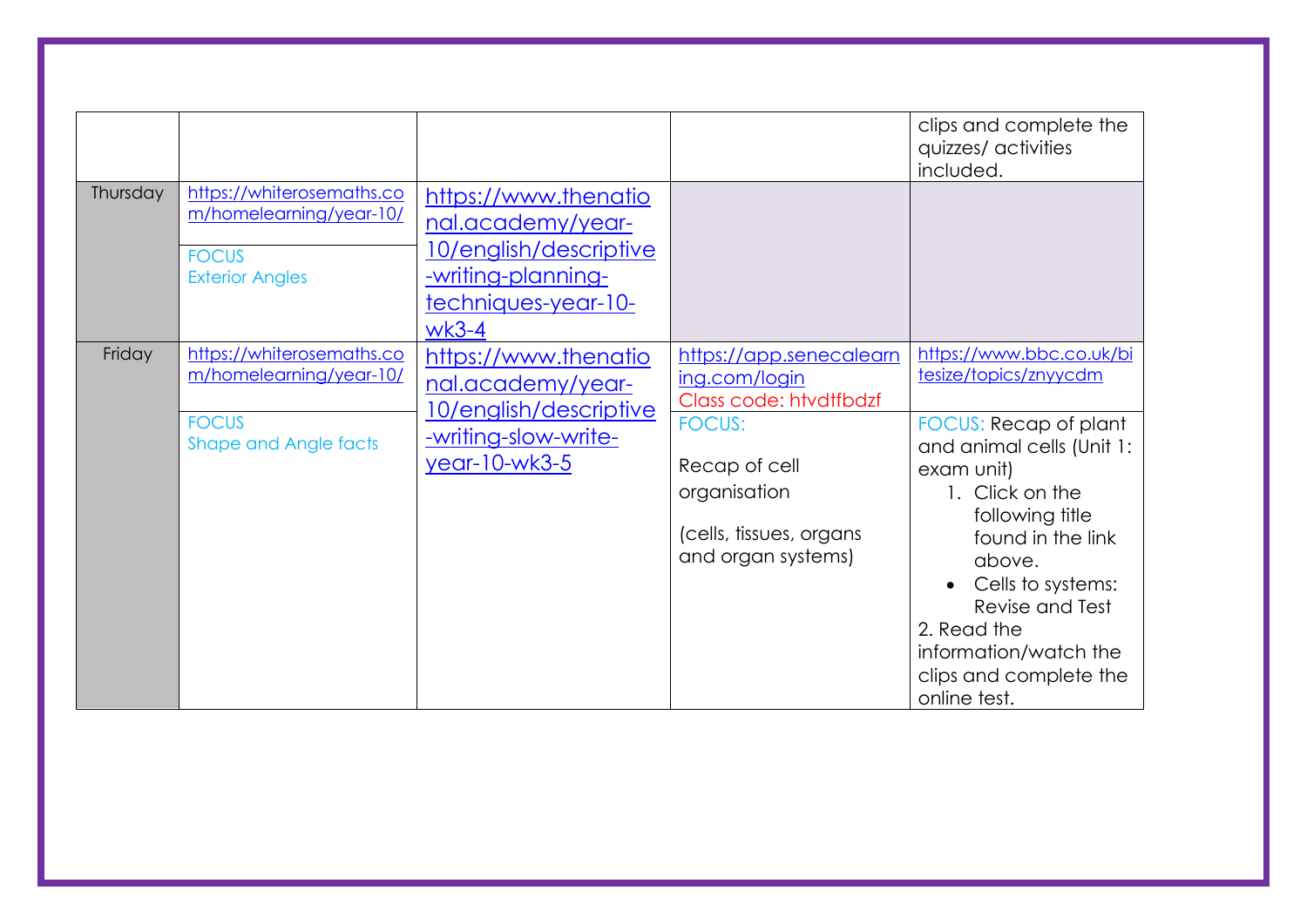|  |  |  |  |  |
|---|---|---|---|---|
|  |  |  |  | clips and complete the quizzes/ activities included. |
| Thursday | https://whiterosemaths.com/homelearning/year-10/<br><br>FOCUS<br>Exterior Angles | https://www.thenational.academy/year-10/english/descriptive-writing-planning-techniques-year-10-wk3-4 |  |  |
| Friday | https://whiterosemaths.com/homelearning/year-10/<br><br>FOCUS<br>Shape and Angle facts | https://www.thenational.academy/year-10/english/descriptive-writing-slow-write-year-10-wk3-5 | https://app.senecalearning.com/login<br>Class code: htvdtfbdzf<br><br>FOCUS:<br><br>Recap of cell organisation<br><br>(cells, tissues, organs and organ systems) | https://www.bbc.co.uk/bitesize/topics/znyycdm<br><br>FOCUS: Recap of plant and animal cells (Unit 1: exam unit)<br>1. Click on the following title found in the link above.<br>• Cells to systems: Revise and Test<br>2. Read the information/watch the clips and complete the online test. |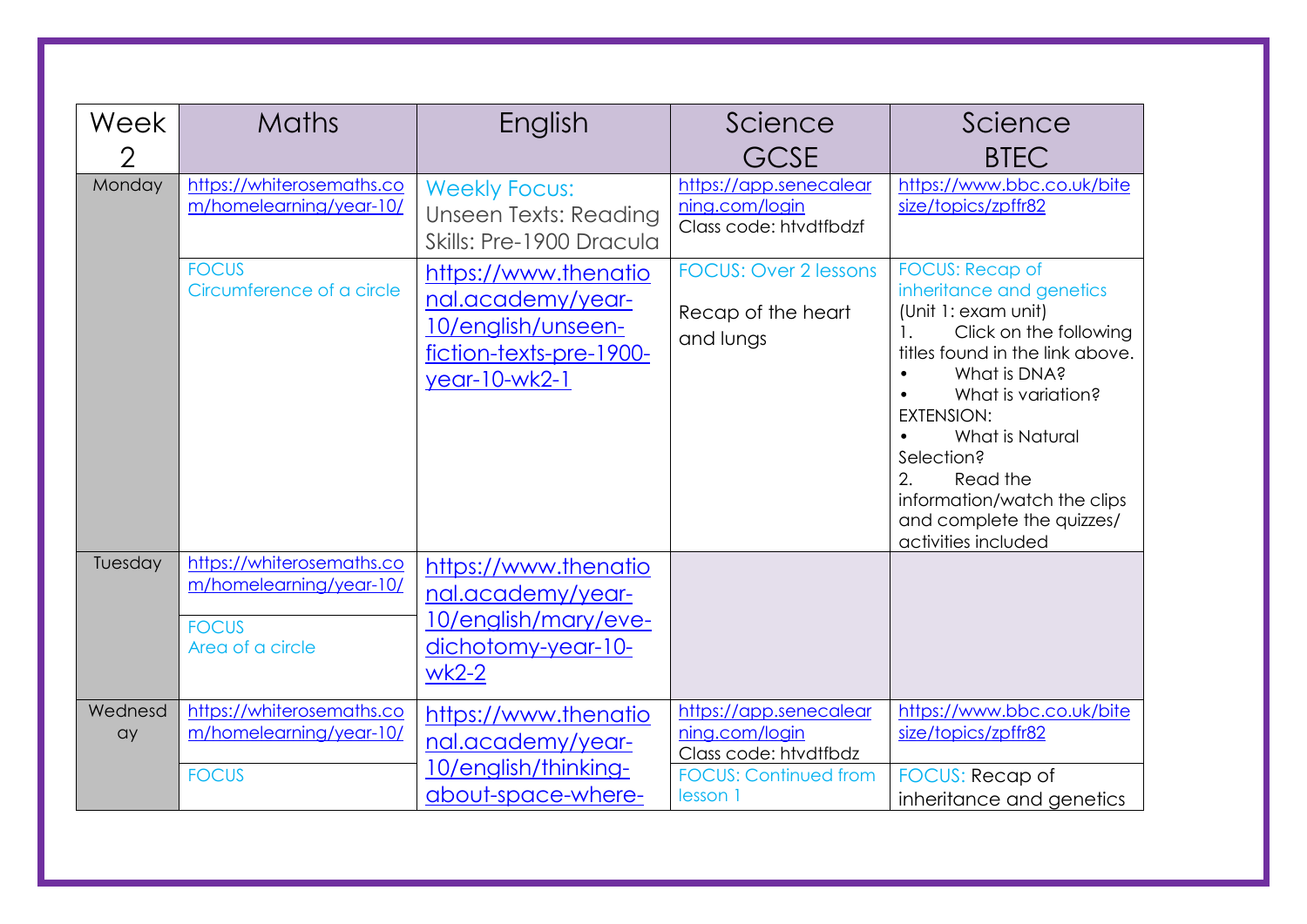| Week 2 | Maths | English | Science GCSE | Science BTEC |
|---|---|---|---|---|
| Monday | https://whiterosemaths.com/homelearning/year-10/ | Weekly Focus: Unseen Texts: Reading Skills: Pre-1900 Dracula | https://app.senecalearning.com/login<br>Class code: htvdtfbdzf | https://www.bbc.co.uk/bitesize/topics/zpffr82 |
| | FOCUS<br>Circumference of a circle | https://www.thenational.academy/year-10/english/unseen-fiction-texts-pre-1900-year-10-wk2-1 | FOCUS: Over 2 lessons<br><br>Recap of the heart and lungs | FOCUS: Recap of inheritance and genetics<br>(Unit 1: exam unit)<br>1. Click on the following titles found in the link above.<br>• What is DNA?<br>• What is variation?<br>EXTENSION:<br>• What is Natural Selection?<br>2. Read the information/watch the clips and complete the quizzes/ activities included |
| Tuesday | https://whiterosemaths.com/homelearning/year-10/ | https://www.thenational.academy/year-10/english/mary/eve-dichotomy-year-10-wk2-2 | | |
| | FOCUS<br>Area of a circle | | | |
| Wednesday | https://whiterosemaths.com/homelearning/year-10/ | https://www.thenational.academy/year-10/english/thinking-about-space-where- | https://app.senecalearning.com/login<br>Class code: htvdtfbdz | https://www.bbc.co.uk/bitesize/topics/zpffr82 |
| | FOCUS | | FOCUS: Continued from lesson 1 | FOCUS: Recap of inheritance and genetics |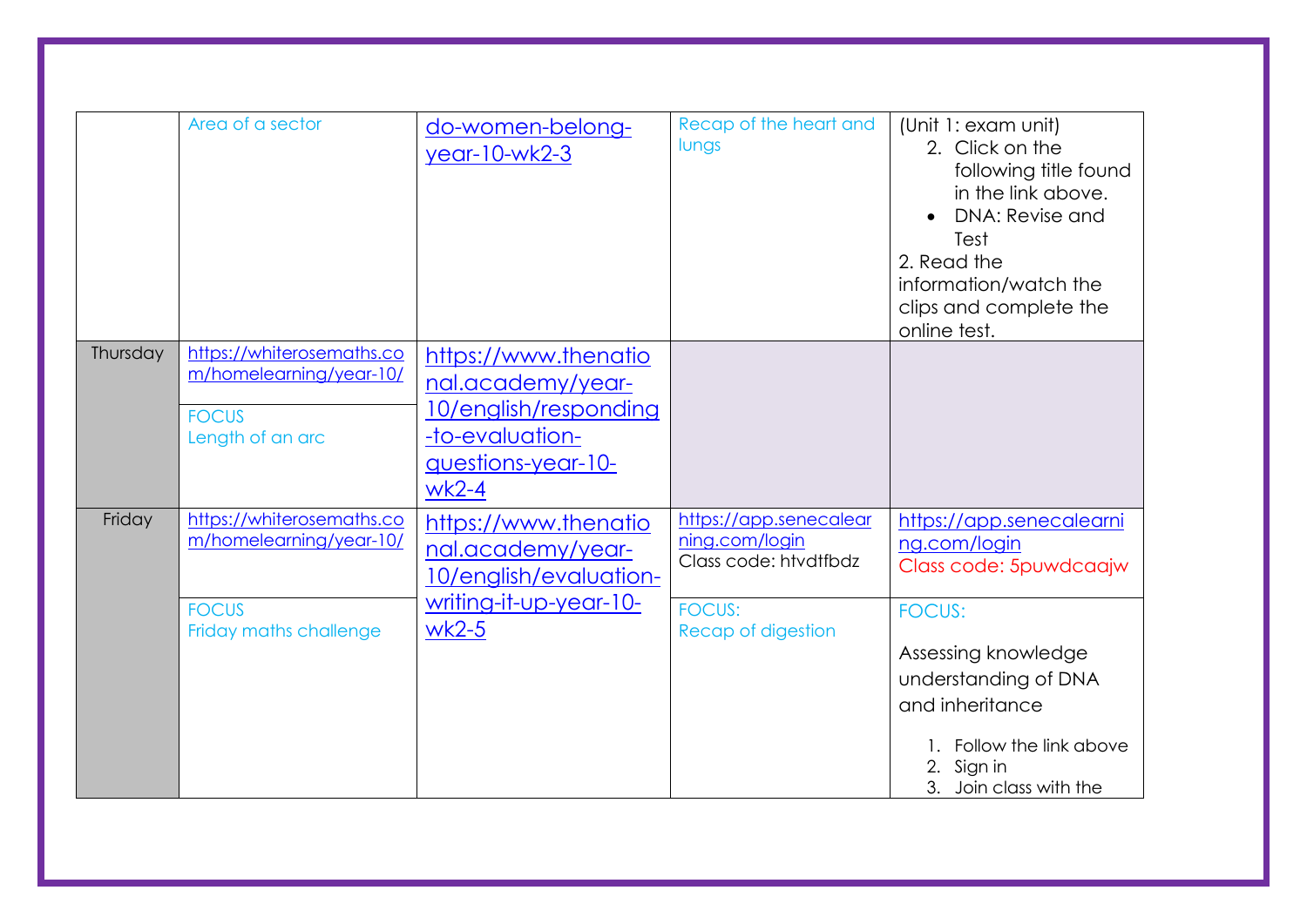| | | | | |
|---|---|---|---|---|
| | Area of a sector | do-women-belong-year-10-wk2-3 | Recap of the heart and lungs | (Unit 1: exam unit)<br>2. Click on the following title found in the link above.<br>• DNA: Revise and Test<br>2. Read the information/watch the clips and complete the online test. |
| Thursday | https://whiterosemaths.com/homelearning/year-10/<br><br>FOCUS<br>Length of an arc | https://www.thenational.academy/year-10/english/responding-to-evaluation-questions-year-10-wk2-4 | | |
| Friday | https://whiterosemaths.com/homelearning/year-10/<br><br>FOCUS<br>Friday maths challenge | https://www.thenational.academy/year-10/english/evaluation-writing-it-up-year-10-wk2-5 | https://app.senecalearning.com/login<br>Class code: htvdtfbdz<br><br>FOCUS:<br>Recap of digestion | https://app.senecalearning.com/login<br>Class code: 5puwdcaajw<br><br>FOCUS:<br><br>Assessing knowledge understanding of DNA and inheritance<br><br>1. Follow the link above<br>2. Sign in<br>3. Join class with the |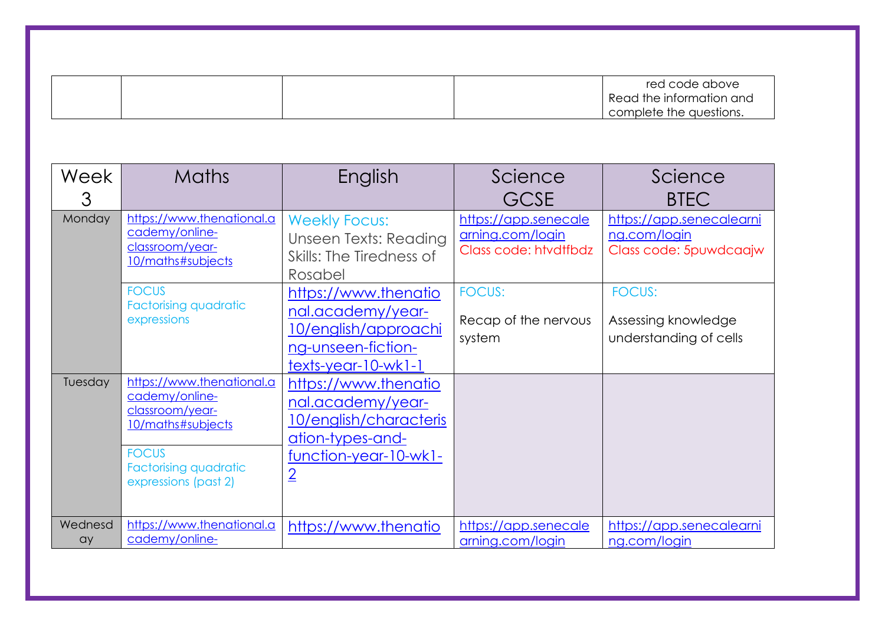| | | | | red code above Read the information and complete the questions. |
|---|---|---|---|---|

| Week 3 | Maths | English | Science GCSE | Science BTEC |
|---|---|---|---|---|
| Monday | https://www.thenational.academy/online-classroom/year-10/maths#subjects | Weekly Focus: Unseen Texts: Reading Skills: The Tiredness of Rosabel | https://app.senecalearning.com/login Class code: htvdtfbdz | https://app.senecalearning.com/login Class code: 5puwdcaajw |
| | FOCUS Factorising quadratic expressions | https://www.thenational.academy/year-10/english/approaching-unseen-fiction-texts-year-10-wk1-1 | FOCUS: Recap of the nervous system | FOCUS: Assessing knowledge understanding of cells |
| Tuesday | https://www.thenational.academy/online-classroom/year-10/maths#subjects | https://www.thenational.academy/year-10/english/characterisation-types-and-function-year-10-wk1-2 | | |
| | FOCUS Factorising quadratic expressions (past 2) | | | |
| Wednesday | https://www.thenational.academy/online- | https://www.thenatio | https://app.senecalearning.com/login | https://app.senecalearning.com/login |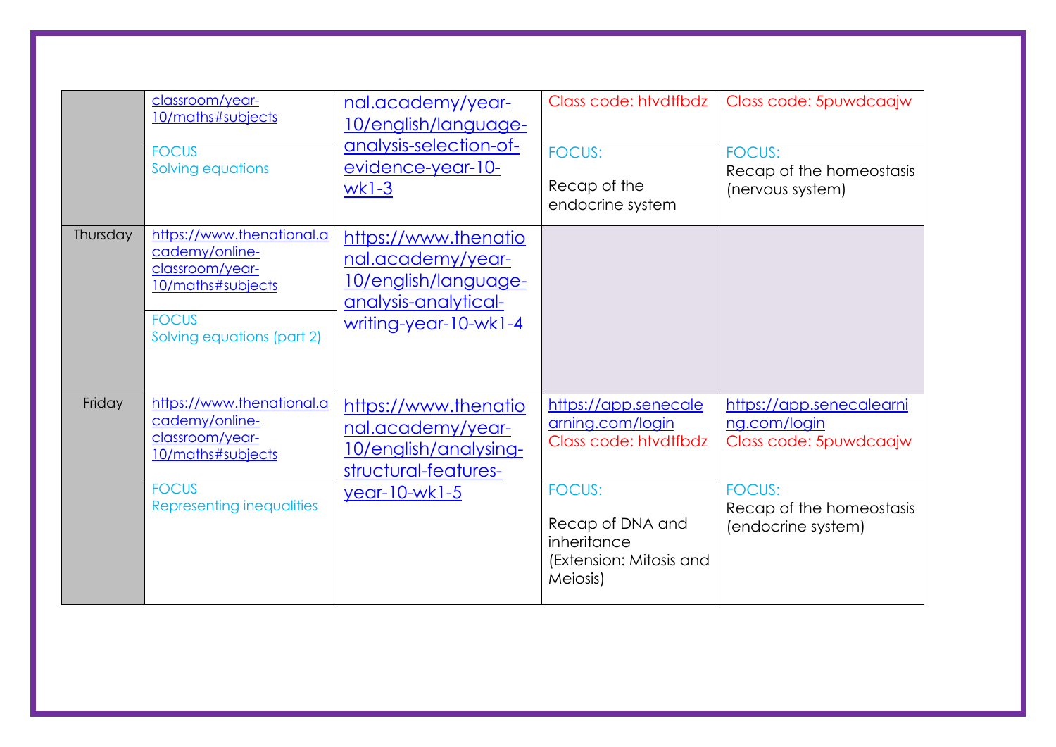| | | | | |
|---|---|---|---|---|
| | classroom/year-10/maths#subjects<br><br>FOCUS<br>Solving equations | nal.academy/year-10/english/language-analysis-selection-of-evidence-year-10-wk1-3 | Class code: htvdtfbdz<br><br>FOCUS:<br><br>Recap of the endocrine system | Class code: 5puwdcaajw<br><br>FOCUS:<br>Recap of the homeostasis (nervous system) |
| Thursday | https://www.thenational.academy/online-classroom/year-10/maths#subjects<br><br>FOCUS<br>Solving equations (part 2) | https://www.thenational.academy/year-10/english/language-analysis-analytical-writing-year-10-wk1-4 | | |
| Friday | https://www.thenational.academy/online-classroom/year-10/maths#subjects<br><br>FOCUS<br>Representing inequalities | https://www.thenational.academy/year-10/english/analysing-structural-features-year-10-wk1-5 | https://app.senecalearning.com/login<br>Class code: htvdtfbdz<br><br>FOCUS:<br><br>Recap of DNA and inheritance<br>(Extension: Mitosis and Meiosis) | https://app.senecalearning.com/login<br>Class code: 5puwdcaajw<br><br>FOCUS:<br>Recap of the homeostasis (endocrine system) |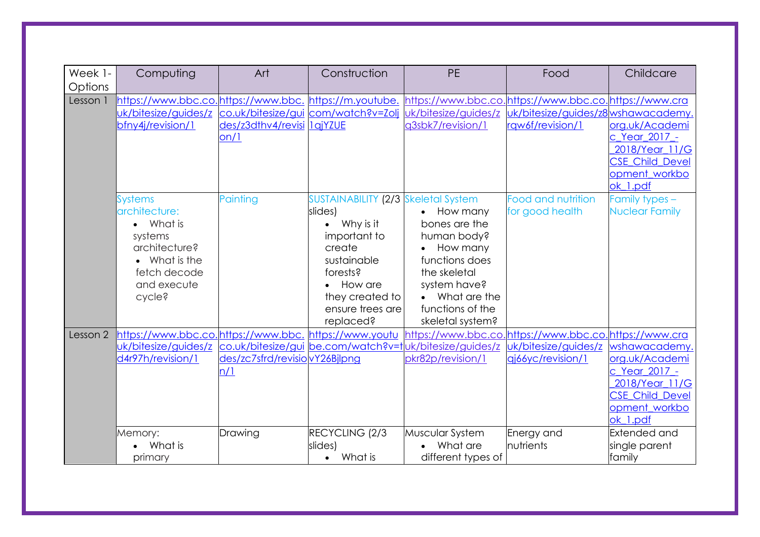| Week 1- Options | Computing | Art | Construction | PE | Food | Childcare |
|---|---|---|---|---|---|---|
| Lesson 1 | https://www.bbc.co.uk/bitesize/guides/zbfny4j/revision/1 | https://www.bbc.co.uk/bitesize/guides/z3dthv4/revision/1 | https://m.youtube.com/watch?v=Zolj1qjYZUE | https://www.bbc.co.uk/bitesize/guides/zq3sbk7/revision/1 | https://www.bbc.co.uk/bitesize/guides/z8rqw6f/revision/1 | https://www.crawshawacademy.org.uk/Academic_Year_2017_-_2018/Year_11/GCSE_Child_Development_workbook_1.pdf |
| | Systems architecture: • What is systems architecture? • What is the fetch decode and execute cycle? | Painting | SUSTAINABILITY (2/3 slides) • Why is it important to create sustainable forests? • How are they created to ensure trees are replaced? | Skeletal System • How many bones are the human body? • How many functions does the skeletal system have? • What are the functions of the skeletal system? | Food and nutrition for good health | Family types – Nuclear Family |
| Lesson 2 | https://www.bbc.co.uk/bitesize/guides/zd4r97h/revision/1 | https://www.bbc.co.uk/bitesize/guides/zc7sfrd/revision/1 | https://www.youtube.com/watch?v=tvY26Bjlpng | https://www.bbc.co.uk/bitesize/guides/zpkr82p/revision/1 | https://www.bbc.co.uk/bitesize/guides/zqj66yc/revision/1 | https://www.crawshawacademy.org.uk/Academic_Year_2017_-_2018/Year_11/GCSE_Child_Development_workbook_1.pdf |
| | Memory: • What is primary | Drawing | RECYCLING (2/3 slides) • What is | Muscular System • What are different types of | Energy and nutrients | Extended and single parent family |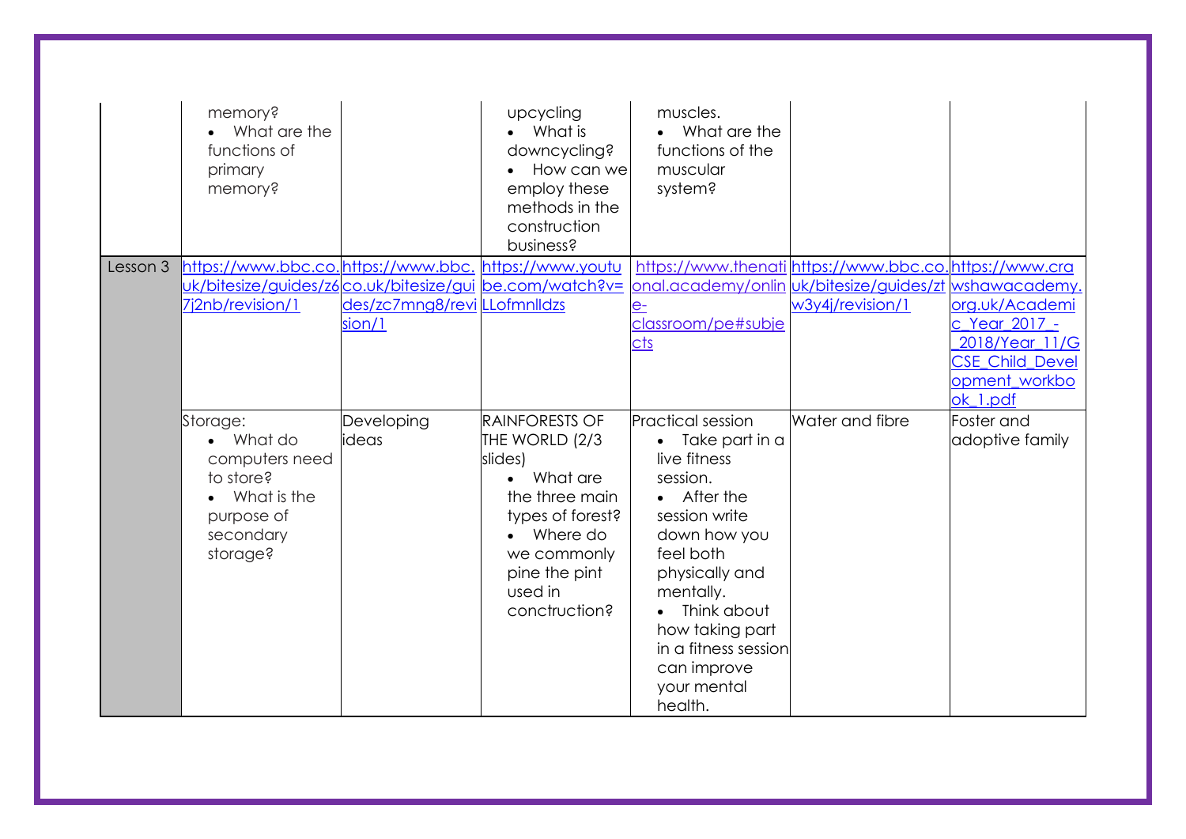| | | | | | | |
|---|---|---|---|---|---|---|
| | memory?<br>• What are the functions of primary memory? | | upcycling<br>• What is downcycling?<br>• How can we employ these methods in the construction business? | muscles.<br>• What are the functions of the muscular system? | | |
| Lesson 3 | https://www.bbc.co.uk/bitesize/guides/z67j2nb/revision/1 | https://www.bbc.co.uk/bitesize/guides/zc7mng8/revision/1 | https://www.youtube.com/watch?v=LLofmnlldzs | https://www.thenational.academy/online-classroom/pe#subjects | https://www.bbc.co.uk/bitesize/guides/ztw3y4j/revision/1 | https://www.crawshawacademy.org.uk/Academic_Year_2017_-_2018/Year_11/GCSE_Child_Development_workbook_1.pdf |
| | Storage:<br>• What do computers need to store?<br>• What is the purpose of secondary storage? | Developing ideas | RAINFORESTS OF THE WORLD (2/3 slides)<br>• What are the three main types of forest?<br>• Where do we commonly pine the pint used in conctruction? | Practical session<br>• Take part in a live fitness session.<br>• After the session write down how you feel both physically and mentally.<br>• Think about how taking part in a fitness session can improve your mental health. | Water and fibre | Foster and adoptive family |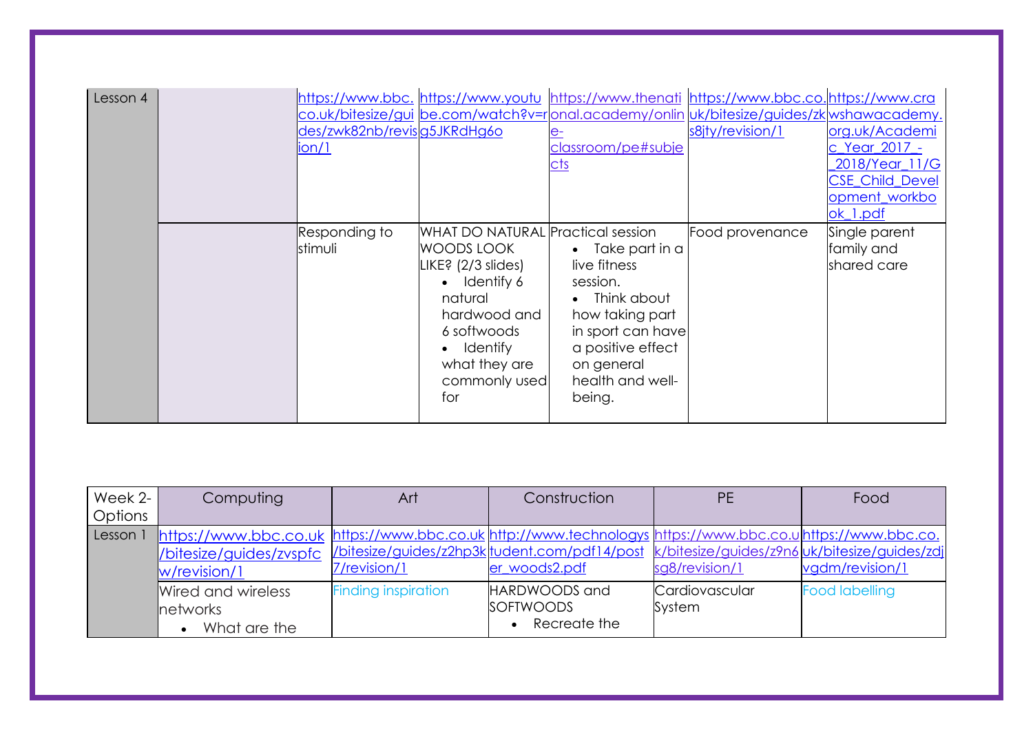| Lesson 4 | | https://www.bbc.co.uk/bitesize/guides/zwk82nb/revision/1 | https://www.youtube.com/watch?v=rg5JKRdHg6o | https://www.thenational.academy/online-classroom/pe#subjects | https://www.bbc.co.uk/bitesize/guides/zks8jty/revision/1 | https://www.crawshawacademy.org.uk/Academic_Year_2017_-_2018/Year_11/GCSE_Child_Development_workbook_1.pdf |
|---|---|---|---|---|---|---|
| | | Responding to stimuli | WHAT DO NATURAL WOODS LOOK LIKE? (2/3 slides)<br>• Identify 6 natural hardwood and 6 softwoods<br>• Identify what they are commonly used for | Practical session<br>• Take part in a live fitness session.<br>• Think about how taking part in sport can have a positive effect on general health and well-being. | Food provenance | Single parent family and shared care |

| Week 2-Options | Computing | Art | Construction | PE | Food |
|---|---|---|---|---|---|
| Lesson 1 | https://www.bbc.co.uk/bitesize/guides/zvspfcw/revision/1 | https://www.bbc.co.uk/bitesize/guides/z2hp3k7/revision/1 | http://www.technologystudent.com/pdf14/poster_woods2.pdf | https://www.bbc.co.uk/bitesize/guides/z9n6sg8/revision/1 | https://www.bbc.co.uk/bitesize/guides/zdjvgdm/revision/1 |
| | Wired and wireless networks<br>• What are the | Finding inspiration | HARDWOODS and SOFTWOODS<br>• Recreate the | Cardiovascular System | Food labelling |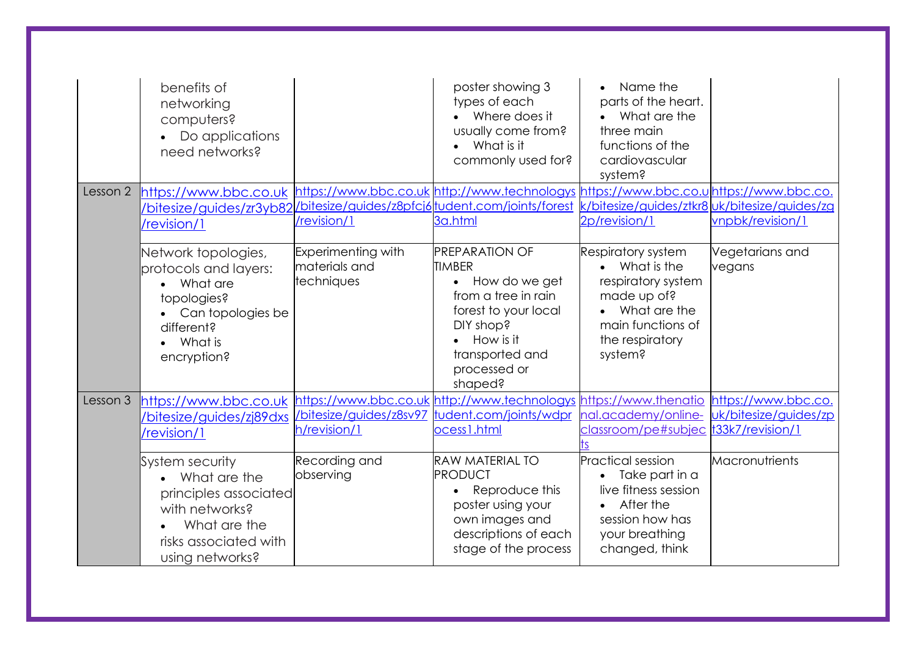| | | | | | |
|---|---|---|---|---|---|
| | benefits of networking computers?<br>• Do applications need networks? | | poster showing 3 types of each<br>• Where does it usually come from?<br>• What is it commonly used for? | • Name the parts of the heart.<br>• What are the three main functions of the cardiovascular system? | |
| Lesson 2 | https://www.bbc.co.uk/bitesize/guides/zr3yb82/revision/1 | https://www.bbc.co.uk/bitesize/guides/z8pfcj6/revision/1 | http://www.technologystudent.com/joints/forest3a.html | https://www.bbc.co.uk/bitesize/guides/ztkr82p/revision/1 | https://www.bbc.co.uk/bitesize/guides/zgvnpbk/revision/1 |
| | Network topologies, protocols and layers:<br>• What are topologies?<br>• Can topologies be different?<br>• What is encryption? | Experimenting with materials and techniques | PREPARATION OF TIMBER<br>• How do we get from a tree in rain forest to your local DIY shop?<br>• How is it transported and processed or shaped? | Respiratory system<br>• What is the respiratory system made up of?<br>• What are the main functions of the respiratory system? | Vegetarians and vegans |
| Lesson 3 | https://www.bbc.co.uk/bitesize/guides/zj89dxs/revision/1 | https://www.bbc.co.uk/bitesize/guides/z8sv97h/revision/1 | http://www.technologystudent.com/joints/wdprocess1.html | https://www.thenational.academy/online-classroom/pe#subjects | https://www.bbc.co.uk/bitesize/guides/zpt33k7/revision/1 |
| | System security<br>• What are the principles associated with networks?<br>• What are the risks associated with using networks? | Recording and observing | RAW MATERIAL TO PRODUCT<br>• Reproduce this poster using your own images and descriptions of each stage of the process | Practical session<br>• Take part in a live fitness session<br>• After the session how has your breathing changed, think | Macronutrients |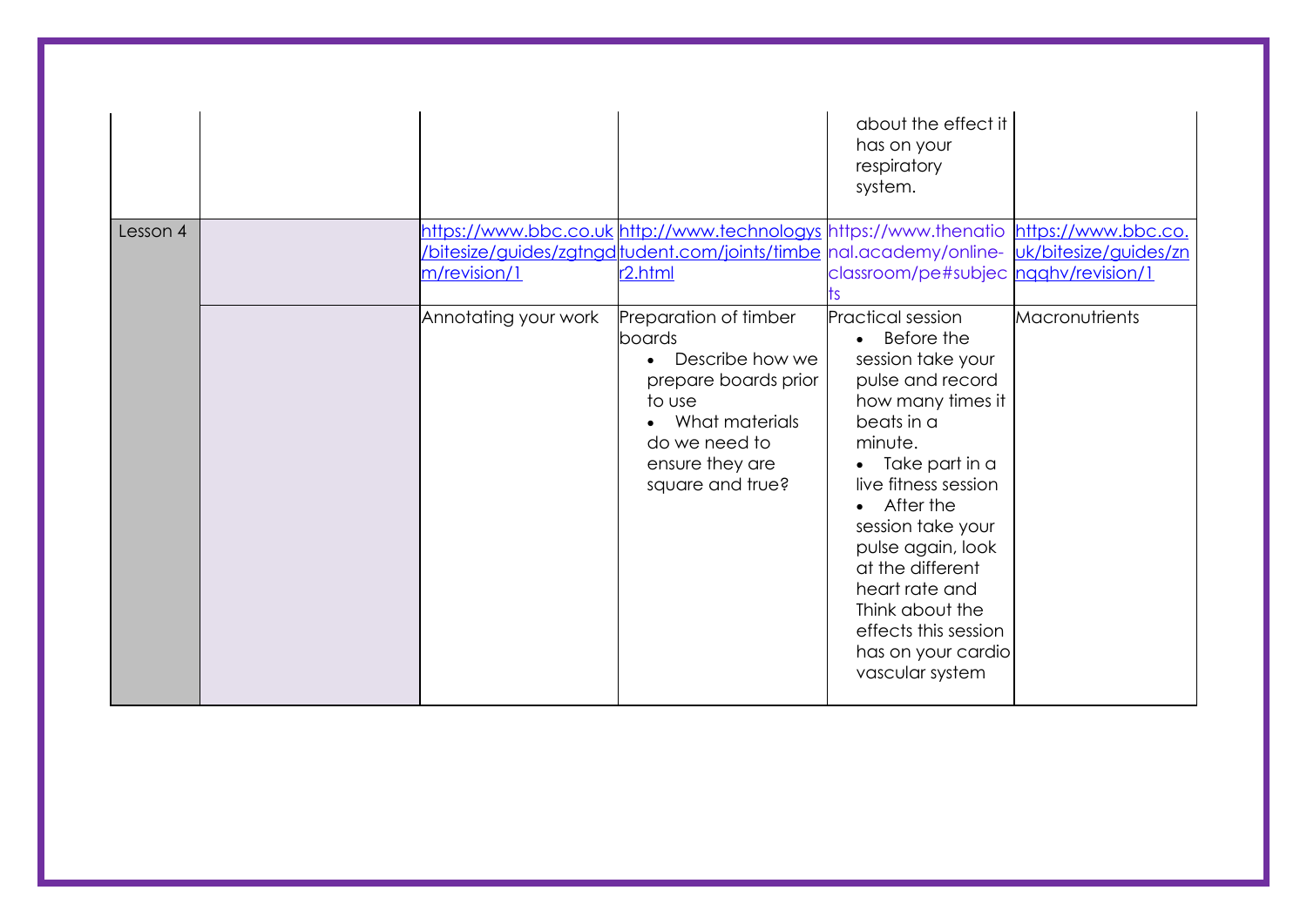| | | | | | |
|---|---|---|---|---|---|
| | | | | about the effect it has on your respiratory system. | |
| Lesson 4 | | https://www.bbc.co.uk/bitesize/guides/zgtngdm/revision/1 | http://www.technologystudent.com/joints/timber2.html | https://www.thenational.academy/online-classroom/pe#subjects | https://www.bbc.co.uk/bitesize/guides/znqghv/revision/1 |
| | | Annotating your work | Preparation of timber boards<br>• Describe how we prepare boards prior to use<br>• What materials do we need to ensure they are square and true? | Practical session<br>• Before the session take your pulse and record how many times it beats in a minute.<br>• Take part in a live fitness session<br>• After the session take your pulse again, look at the different heart rate and Think about the effects this session has on your cardio vascular system | Macronutrients |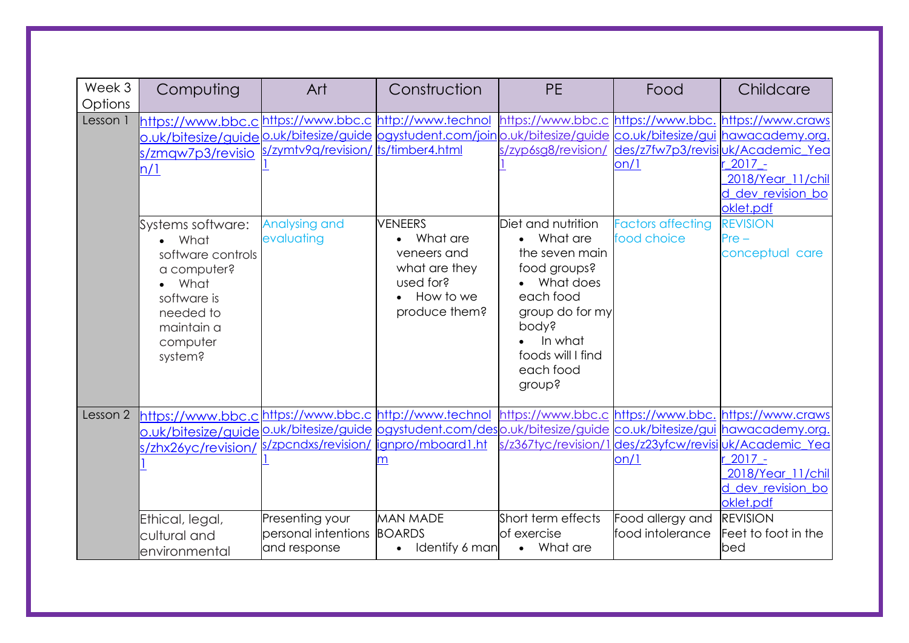| Week 3 Options | Computing | Art | Construction | PE | Food | Childcare |
|---|---|---|---|---|---|---|
| Lesson 1 | https://www.bbc.co.uk/bitesize/guides/zmqw7p3/revision/1 | https://www.bbc.co.uk/bitesize/guides/zymtv9q/revision/1 | http://www.technologystudent.com/joints/timber4.html | https://www.bbc.co.uk/bitesize/guides/zyp6sg8/revision/1 | https://www.bbc.co.uk/bitesize/guides/z7fw7p3/revision/1 | https://www.crawshawacademy.org.uk/Academic_Year_2017_-_2018/Year_11/child_dev_revision_booklet.pdf |
| | Systems software: <ul><li>What software controls a computer?</li><li>What software is needed to maintain a computer system?</li></ul> | Analysing and evaluating | VENEERS <ul><li>What are veneers and what are they used for?</li><li>How to we produce them?</li></ul> | Diet and nutrition <ul><li>What are the seven main food groups?</li><li>What does each food group do for my body?</li><li>In what foods will I find each food group?</li></ul> | Factors affecting food choice | REVISION Pre – conceptual care |
| Lesson 2 | https://www.bbc.co.uk/bitesize/guides/zhx26yc/revision/1 | https://www.bbc.co.uk/bitesize/guides/zpcndxs/revision/1 | http://www.technologystudent.com/designpro/mboard1.htm | https://www.bbc.co.uk/bitesize/guides/z367tyc/revision/1 | https://www.bbc.co.uk/bitesize/guides/z23yfcw/revision/1 | https://www.crawshawacademy.org.uk/Academic_Year_2017_-_2018/Year_11/child_dev_revision_booklet.pdf |
| | Ethical, legal, cultural and environmental | Presenting your personal intentions and response | MAN MADE BOARDS <ul><li>Identify 6 man</li></ul> | Short term effects of exercise <ul><li>What are</li></ul> | Food allergy and food intolerance | REVISION Feet to foot in the bed |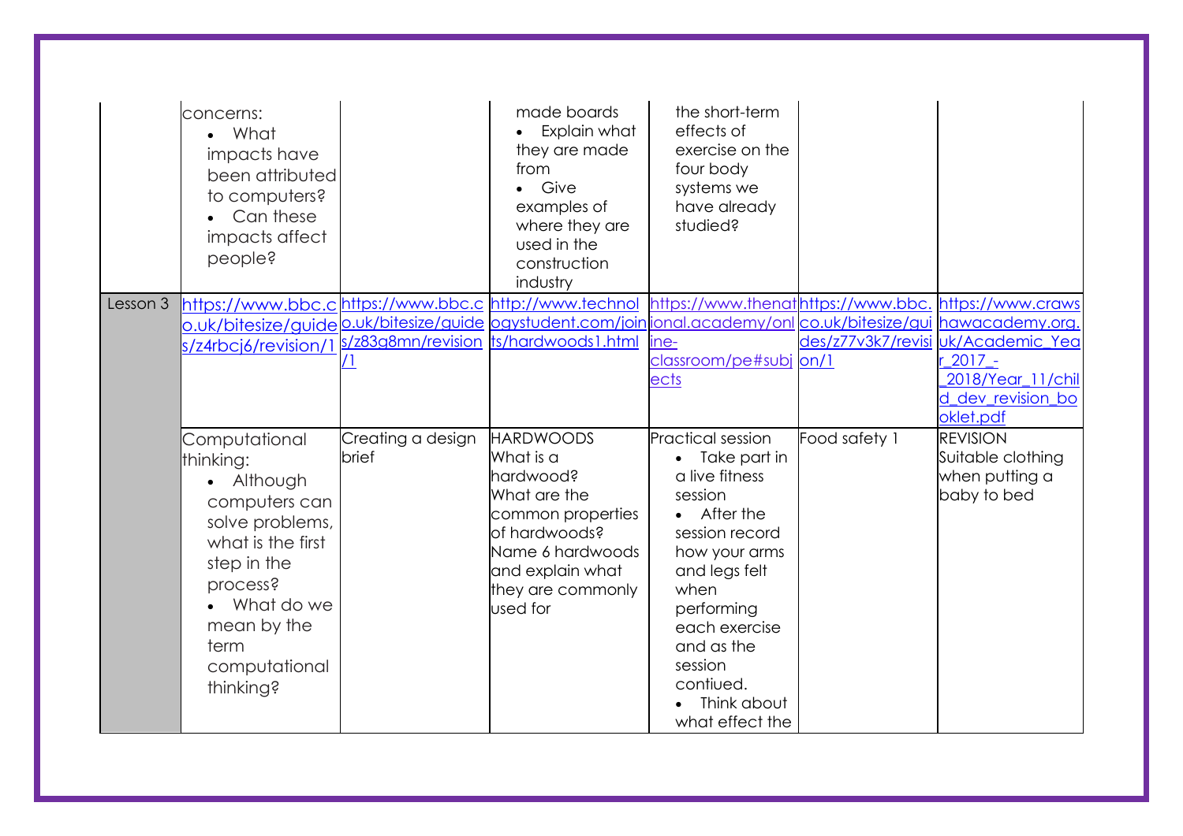| | | | | | | |
|---|---|---|---|---|---|---|
| | concerns: <br>• What impacts have been attributed to computers? <br>• Can these impacts affect people? | | made boards <br>• Explain what they are made from <br>• Give examples of where they are used in the construction industry | the short-term effects of exercise on the four body systems we have already studied? | | |
| Lesson 3 | https://www.bbc.co.uk/bitesize/guides/z4rbcj6/revision/1 | https://www.bbc.co.uk/bitesize/guides/z83g8mn/revision/1 | http://www.technologystudent.com/joints/hardwoods1.html | https://www.thenational.academy/online-classroom/pe#subjects | https://www.bbc.co.uk/bitesize/guides/z77v3k7/revision/1 | https://www.crawshawacademy.org.uk/Academic_Year_2017_-_2018/Year_11/child_dev_revision_booklet.pdf |
| | Computational thinking: <br>• Although computers can solve problems, what is the first step in the process? <br>• What do we mean by the term computational thinking? | Creating a design brief | HARDWOODS <br>What is a hardwood? <br>What are the common properties of hardwoods? <br>Name 6 hardwoods and explain what they are commonly used for | Practical session <br>• Take part in a live fitness session <br>• After the session record how your arms and legs felt when performing each exercise and as the session contiued. <br>• Think about what effect the | Food safety 1 | REVISION <br>Suitable clothing when putting a baby to bed |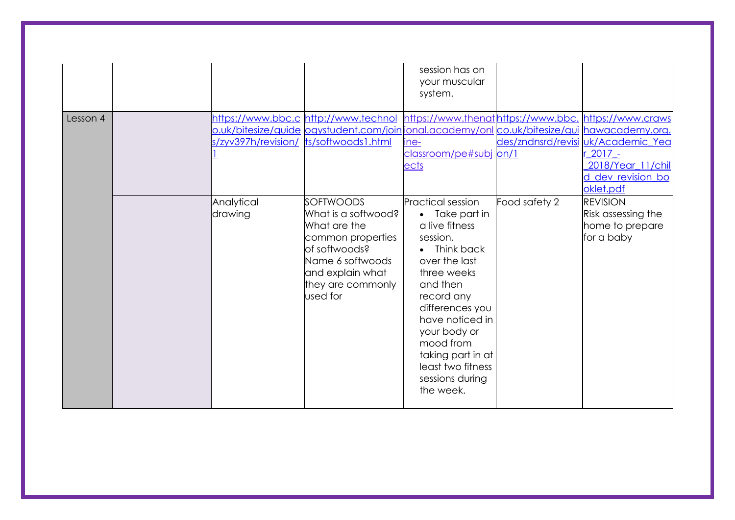| | | | | | | |
|---|---|---|---|---|---|---|
| | | | | session has on your muscular system. | | |
| Lesson 4 | | https://www.bbc.co.uk/bitesize/guides/zyv397h/revision/1 | http://www.technologystudent.com/joints/softwoods1.html | https://www.thenational.academy/online-classroom/pe#subjects | https://www.bbc.co.uk/bitesize/guides/zndnsrd/revision/1 | https://www.crawshawacademy.org.uk/Academic_Year_2017_-_2018/Year_11/child_dev_revision_booklet.pdf |
| | | Analytical drawing | SOFTWOODS<br>What is a softwood?<br>What are the common properties of softwoods?<br>Name 6 softwoods and explain what they are commonly used for | Practical session<br>• Take part in a live fitness session.<br>• Think back over the last three weeks and then record any differences you have noticed in your body or mood from taking part in at least two fitness sessions during the week. | Food safety 2 | REVISION<br>Risk assessing the home to prepare for a baby |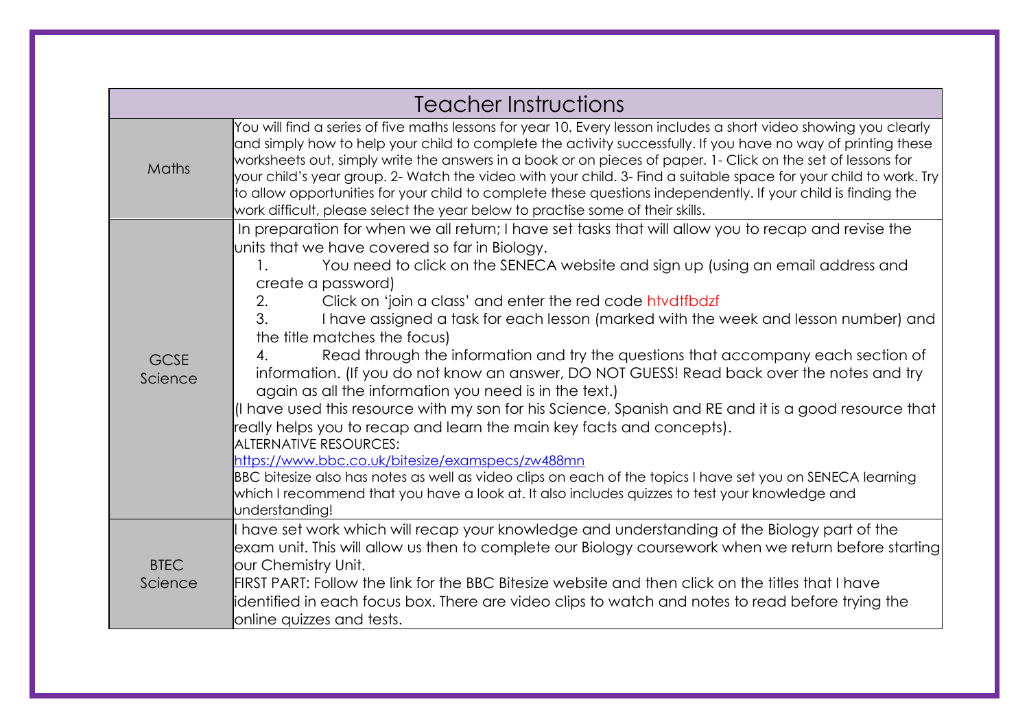| Teacher Instructions | |
|---|---|
| Maths | You will find a series of five maths lessons for year 10. Every lesson includes a short video showing you clearly and simply how to help your child to complete the activity successfully. If you have no way of printing these worksheets out, simply write the answers in a book or on pieces of paper. 1- Click on the set of lessons for your child's year group. 2- Watch the video with your child. 3- Find a suitable space for your child to work. Try to allow opportunities for your child to complete these questions independently. If your child is finding the work difficult, please select the year below to practise some of their skills. |
| GCSE Science | In preparation for when we all return; I have set tasks that will allow you to recap and revise the units that we have covered so far in Biology.<br>1. You need to click on the SENECA website and sign up (using an email address and create a password)<br>2. Click on 'join a class' and enter the red code htvdtfbdzf<br>3. I have assigned a task for each lesson (marked with the week and lesson number) and the title matches the focus)<br>4. Read through the information and try the questions that accompany each section of information. (If you do not know an answer, DO NOT GUESS! Read back over the notes and try again as all the information you need is in the text.)<br>(I have used this resource with my son for his Science, Spanish and RE and it is a good resource that really helps you to recap and learn the main key facts and concepts).<br>ALTERNATIVE RESOURCES:<br>https://www.bbc.co.uk/bitesize/examspecs/zw488mn<br>BBC bitesize also has notes as well as video clips on each of the topics I have set you on SENECA learning which I recommend that you have a look at. It also includes quizzes to test your knowledge and understanding! |
| BTEC Science | I have set work which will recap your knowledge and understanding of the Biology part of the exam unit. This will allow us then to complete our Biology coursework when we return before starting our Chemistry Unit.<br>FIRST PART: Follow the link for the BBC Bitesize website and then click on the titles that I have identified in each focus box. There are video clips to watch and notes to read before trying the online quizzes and tests. |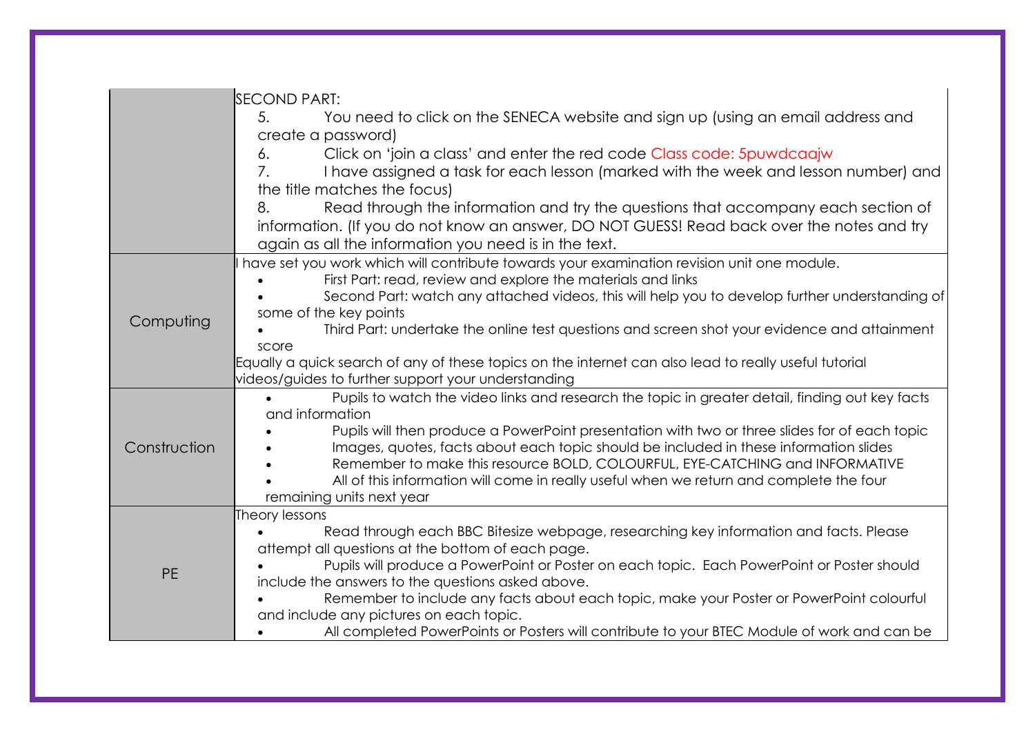| | |
|---|---|
| | SECOND PART:<br>5. You need to click on the SENECA website and sign up (using an email address and create a password)<br>6. Click on 'join a class' and enter the red code Class code: 5puwdcaajw<br>7. I have assigned a task for each lesson (marked with the week and lesson number) and the title matches the focus)<br>8. Read through the information and try the questions that accompany each section of information. (If you do not know an answer, DO NOT GUESS! Read back over the notes and try again as all the information you need is in the text. |
| Computing | I have set you work which will contribute towards your examination revision unit one module.<br>• First Part: read, review and explore the materials and links<br>• Second Part: watch any attached videos, this will help you to develop further understanding of some of the key points<br>• Third Part: undertake the online test questions and screen shot your evidence and attainment score<br>Equally a quick search of any of these topics on the internet can also lead to really useful tutorial videos/guides to further support your understanding |
| Construction | • Pupils to watch the video links and research the topic in greater detail, finding out key facts and information<br>• Pupils will then produce a PowerPoint presentation with two or three slides for of each topic<br>• Images, quotes, facts about each topic should be included in these information slides<br>• Remember to make this resource BOLD, COLOURFUL, EYE-CATCHING and INFORMATIVE<br>• All of this information will come in really useful when we return and complete the four remaining units next year |
| PE | Theory lessons<br>• Read through each BBC Bitesize webpage, researching key information and facts. Please attempt all questions at the bottom of each page.<br>• Pupils will produce a PowerPoint or Poster on each topic. Each PowerPoint or Poster should include the answers to the questions asked above.<br>• Remember to include any facts about each topic, make your Poster or PowerPoint colourful and include any pictures on each topic.<br>• All completed PowerPoints or Posters will contribute to your BTEC Module of work and can be |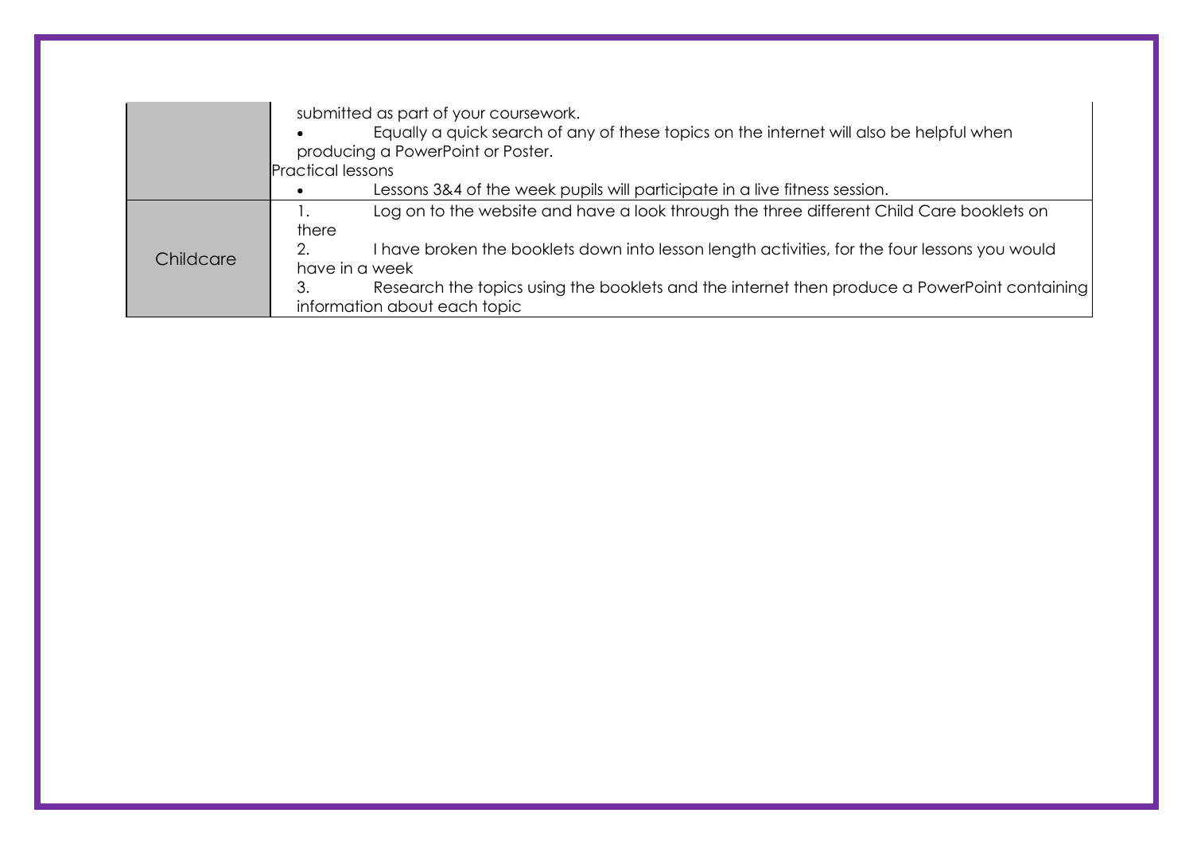| | |
|---|---|
| | submitted as part of your coursework.<br>• Equally a quick search of any of these topics on the internet will also be helpful when producing a PowerPoint or Poster.<br>Practical lessons<br>• Lessons 3&4 of the week pupils will participate in a live fitness session. |
| Childcare | 1. Log on to the website and have a look through the three different Child Care booklets on there<br>2. I have broken the booklets down into lesson length activities, for the four lessons you would have in a week<br>3. Research the topics using the booklets and the internet then produce a PowerPoint containing information about each topic |